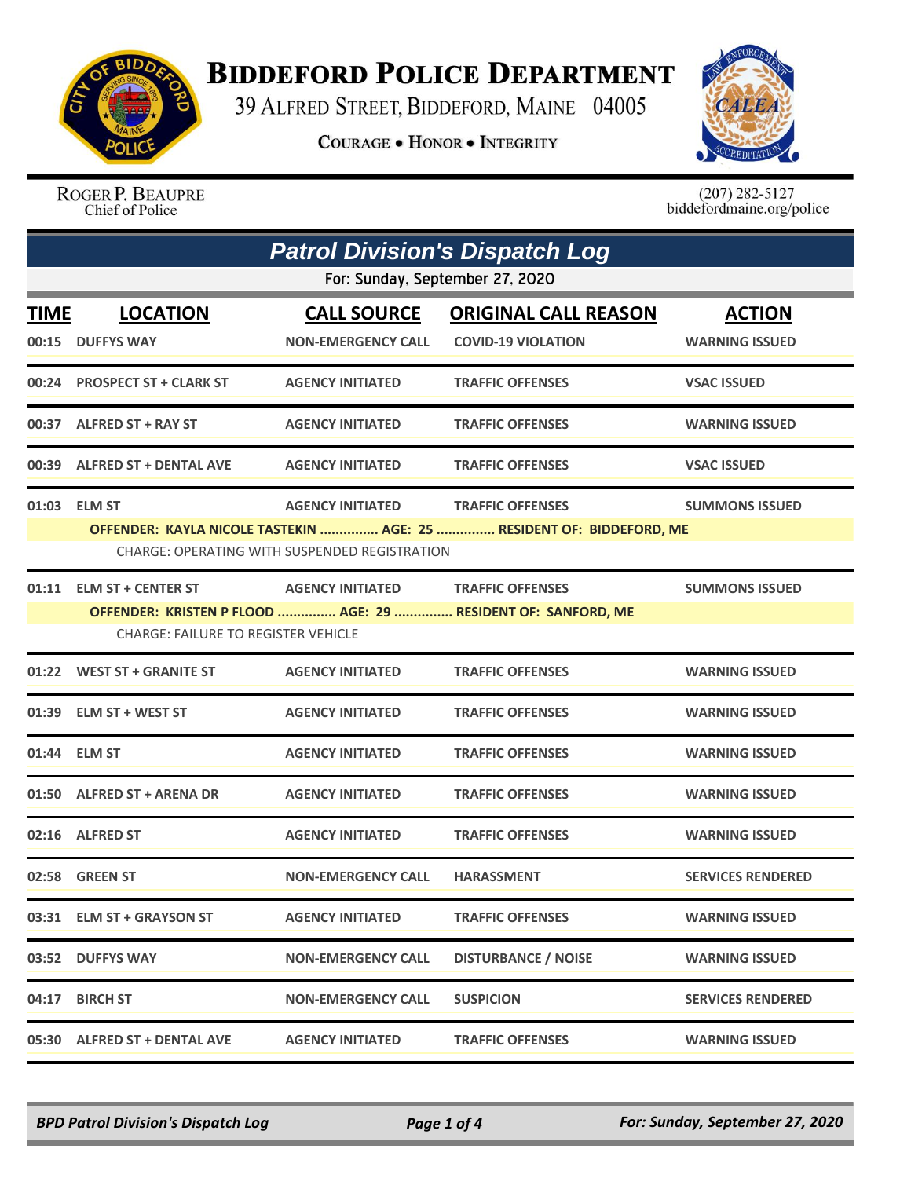# Biddeford Police Department

39 Alfred Street, Biddeford, Maine 04005

**Courage • Honor • Integrity**

Roger P. Beaupre
Chief of Police

(207) 282-5127
biddefordmaine.org/police

## *Patrol Division's Dispatch Log*

For: Sunday, September 27, 2020

| TIME | LOCATION | CALL SOURCE | ORIGINAL CALL REASON | ACTION |
|---|---|---|---|---|
| 00:15 | DUFFYS WAY | NON-EMERGENCY CALL | COVID-19 VIOLATION | WARNING ISSUED |
| 00:24 | PROSPECT ST + CLARK ST | AGENCY INITIATED | TRAFFIC OFFENSES | VSAC ISSUED |
| 00:37 | ALFRED ST + RAY ST | AGENCY INITIATED | TRAFFIC OFFENSES | WARNING ISSUED |
| 00:39 | ALFRED ST + DENTAL AVE | AGENCY INITIATED | TRAFFIC OFFENSES | VSAC ISSUED |
| 01:03 | ELM ST | AGENCY INITIATED | TRAFFIC OFFENSES | SUMMONS ISSUED |
| | OFFENDER: KAYLA NICOLE TASTEKIN ............... AGE: 25 ............... RESIDENT OF: BIDDEFORD, ME<br>CHARGE: OPERATING WITH SUSPENDED REGISTRATION | | | |
| 01:11 | ELM ST + CENTER ST | AGENCY INITIATED | TRAFFIC OFFENSES | SUMMONS ISSUED |
| | OFFENDER: KRISTEN P FLOOD ............... AGE: 29 ............... RESIDENT OF: SANFORD, ME<br>CHARGE: FAILURE TO REGISTER VEHICLE | | | |
| 01:22 | WEST ST + GRANITE ST | AGENCY INITIATED | TRAFFIC OFFENSES | WARNING ISSUED |
| 01:39 | ELM ST + WEST ST | AGENCY INITIATED | TRAFFIC OFFENSES | WARNING ISSUED |
| 01:44 | ELM ST | AGENCY INITIATED | TRAFFIC OFFENSES | WARNING ISSUED |
| 01:50 | ALFRED ST + ARENA DR | AGENCY INITIATED | TRAFFIC OFFENSES | WARNING ISSUED |
| 02:16 | ALFRED ST | AGENCY INITIATED | TRAFFIC OFFENSES | WARNING ISSUED |
| 02:58 | GREEN ST | NON-EMERGENCY CALL | HARASSMENT | SERVICES RENDERED |
| 03:31 | ELM ST + GRAYSON ST | AGENCY INITIATED | TRAFFIC OFFENSES | WARNING ISSUED |
| 03:52 | DUFFYS WAY | NON-EMERGENCY CALL | DISTURBANCE / NOISE | WARNING ISSUED |
| 04:17 | BIRCH ST | NON-EMERGENCY CALL | SUSPICION | SERVICES RENDERED |
| 05:30 | ALFRED ST + DENTAL AVE | AGENCY INITIATED | TRAFFIC OFFENSES | WARNING ISSUED |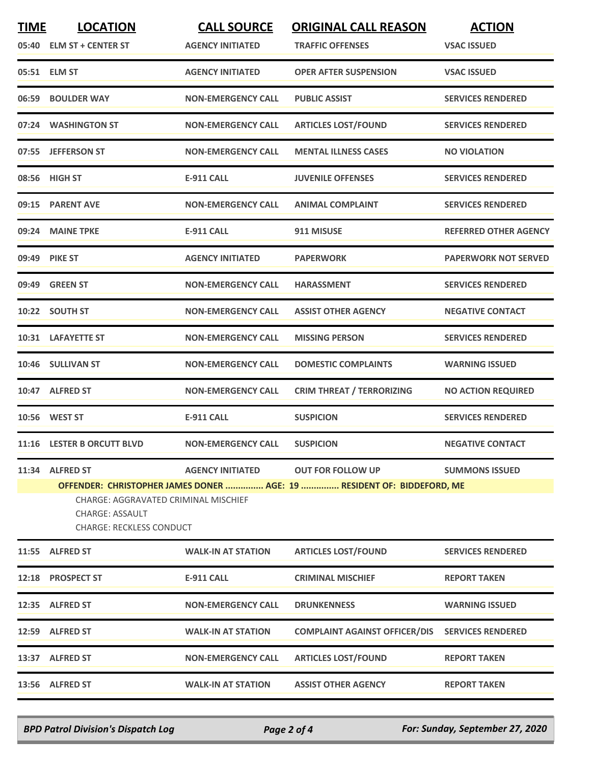| TIME | LOCATION | CALL SOURCE | ORIGINAL CALL REASON | ACTION |
|---|---|---|---|---|
| 05:40 | ELM ST + CENTER ST | AGENCY INITIATED | TRAFFIC OFFENSES | VSAC ISSUED |
| 05:51 | ELM ST | AGENCY INITIATED | OPER AFTER SUSPENSION | VSAC ISSUED |
| 06:59 | BOULDER WAY | NON-EMERGENCY CALL | PUBLIC ASSIST | SERVICES RENDERED |
| 07:24 | WASHINGTON ST | NON-EMERGENCY CALL | ARTICLES LOST/FOUND | SERVICES RENDERED |
| 07:55 | JEFFERSON ST | NON-EMERGENCY CALL | MENTAL ILLNESS CASES | NO VIOLATION |
| 08:56 | HIGH ST | E-911 CALL | JUVENILE OFFENSES | SERVICES RENDERED |
| 09:15 | PARENT AVE | NON-EMERGENCY CALL | ANIMAL COMPLAINT | SERVICES RENDERED |
| 09:24 | MAINE TPKE | E-911 CALL | 911 MISUSE | REFERRED OTHER AGENCY |
| 09:49 | PIKE ST | AGENCY INITIATED | PAPERWORK | PAPERWORK NOT SERVED |
| 09:49 | GREEN ST | NON-EMERGENCY CALL | HARASSMENT | SERVICES RENDERED |
| 10:22 | SOUTH ST | NON-EMERGENCY CALL | ASSIST OTHER AGENCY | NEGATIVE CONTACT |
| 10:31 | LAFAYETTE ST | NON-EMERGENCY CALL | MISSING PERSON | SERVICES RENDERED |
| 10:46 | SULLIVAN ST | NON-EMERGENCY CALL | DOMESTIC COMPLAINTS | WARNING ISSUED |
| 10:47 | ALFRED ST | NON-EMERGENCY CALL | CRIM THREAT / TERRORIZING | NO ACTION REQUIRED |
| 10:56 | WEST ST | E-911 CALL | SUSPICION | SERVICES RENDERED |
| 11:16 | LESTER B ORCUTT BLVD | NON-EMERGENCY CALL | SUSPICION | NEGATIVE CONTACT |
| 11:34 | ALFRED ST | AGENCY INITIATED | OUT FOR FOLLOW UP | SUMMONS ISSUED |

**OFFENDER: CHRISTOPHER JAMES DONER ............... AGE: 19 ............... RESIDENT OF: BIDDEFORD, ME**

CHARGE: AGGRAVATED CRIMINAL MISCHIEF
CHARGE: ASSAULT
CHARGE: RECKLESS CONDUCT

| TIME | LOCATION | CALL SOURCE | ORIGINAL CALL REASON | ACTION |
|---|---|---|---|---|
| 11:55 | ALFRED ST | WALK-IN AT STATION | ARTICLES LOST/FOUND | SERVICES RENDERED |
| 12:18 | PROSPECT ST | E-911 CALL | CRIMINAL MISCHIEF | REPORT TAKEN |
| 12:35 | ALFRED ST | NON-EMERGENCY CALL | DRUNKENNESS | WARNING ISSUED |
| 12:59 | ALFRED ST | WALK-IN AT STATION | COMPLAINT AGAINST OFFICER/DIS | SERVICES RENDERED |
| 13:37 | ALFRED ST | NON-EMERGENCY CALL | ARTICLES LOST/FOUND | REPORT TAKEN |
| 13:56 | ALFRED ST | WALK-IN AT STATION | ASSIST OTHER AGENCY | REPORT TAKEN |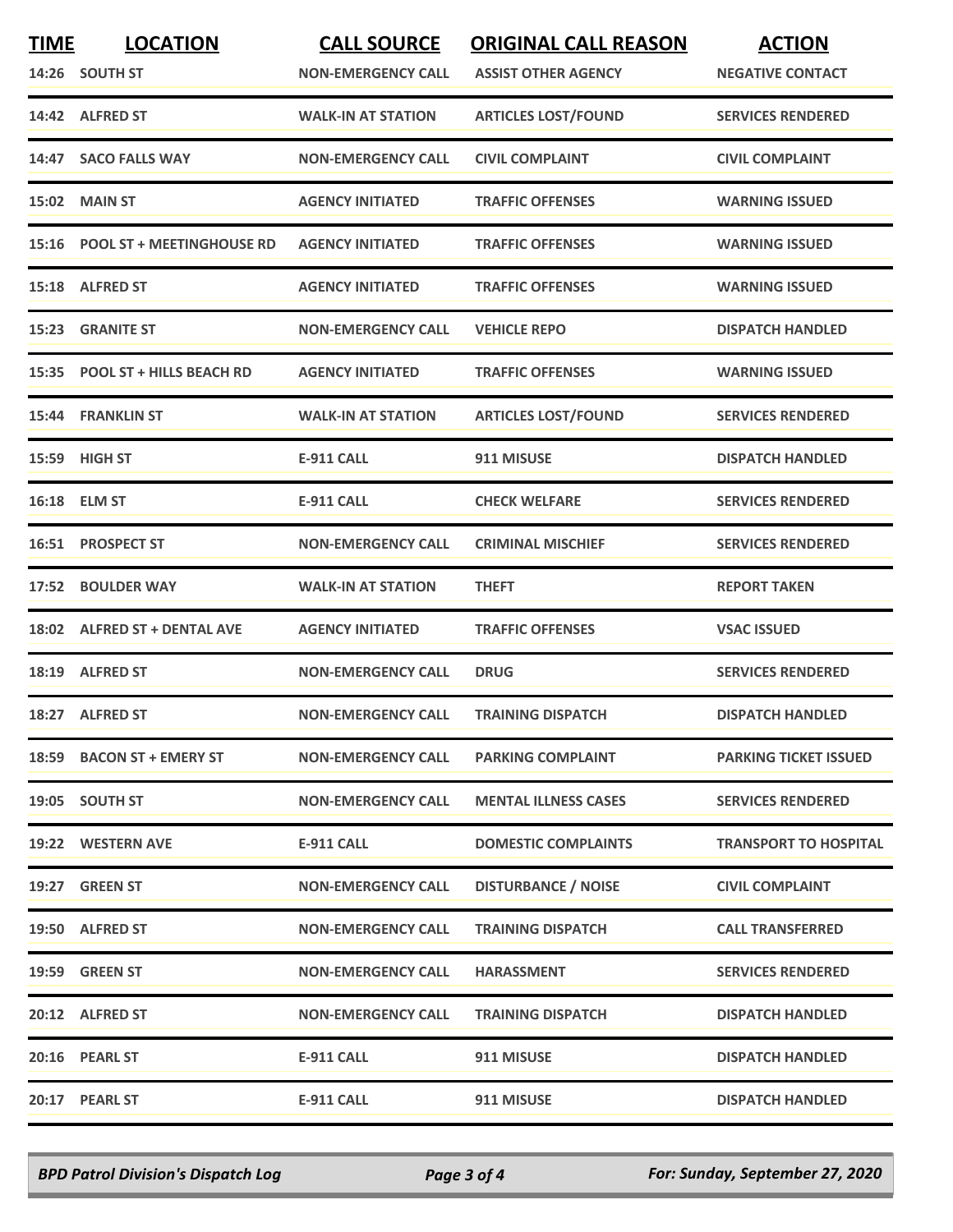| TIME | LOCATION | CALL SOURCE | ORIGINAL CALL REASON | ACTION |
|---|---|---|---|---|
| 14:26 | SOUTH ST | NON-EMERGENCY CALL | ASSIST OTHER AGENCY | NEGATIVE CONTACT |
| 14:42 | ALFRED ST | WALK-IN AT STATION | ARTICLES LOST/FOUND | SERVICES RENDERED |
| 14:47 | SACO FALLS WAY | NON-EMERGENCY CALL | CIVIL COMPLAINT | CIVIL COMPLAINT |
| 15:02 | MAIN ST | AGENCY INITIATED | TRAFFIC OFFENSES | WARNING ISSUED |
| 15:16 | POOL ST + MEETINGHOUSE RD | AGENCY INITIATED | TRAFFIC OFFENSES | WARNING ISSUED |
| 15:18 | ALFRED ST | AGENCY INITIATED | TRAFFIC OFFENSES | WARNING ISSUED |
| 15:23 | GRANITE ST | NON-EMERGENCY CALL | VEHICLE REPO | DISPATCH HANDLED |
| 15:35 | POOL ST + HILLS BEACH RD | AGENCY INITIATED | TRAFFIC OFFENSES | WARNING ISSUED |
| 15:44 | FRANKLIN ST | WALK-IN AT STATION | ARTICLES LOST/FOUND | SERVICES RENDERED |
| 15:59 | HIGH ST | E-911 CALL | 911 MISUSE | DISPATCH HANDLED |
| 16:18 | ELM ST | E-911 CALL | CHECK WELFARE | SERVICES RENDERED |
| 16:51 | PROSPECT ST | NON-EMERGENCY CALL | CRIMINAL MISCHIEF | SERVICES RENDERED |
| 17:52 | BOULDER WAY | WALK-IN AT STATION | THEFT | REPORT TAKEN |
| 18:02 | ALFRED ST + DENTAL AVE | AGENCY INITIATED | TRAFFIC OFFENSES | VSAC ISSUED |
| 18:19 | ALFRED ST | NON-EMERGENCY CALL | DRUG | SERVICES RENDERED |
| 18:27 | ALFRED ST | NON-EMERGENCY CALL | TRAINING DISPATCH | DISPATCH HANDLED |
| 18:59 | BACON ST + EMERY ST | NON-EMERGENCY CALL | PARKING COMPLAINT | PARKING TICKET ISSUED |
| 19:05 | SOUTH ST | NON-EMERGENCY CALL | MENTAL ILLNESS CASES | SERVICES RENDERED |
| 19:22 | WESTERN AVE | E-911 CALL | DOMESTIC COMPLAINTS | TRANSPORT TO HOSPITAL |
| 19:27 | GREEN ST | NON-EMERGENCY CALL | DISTURBANCE / NOISE | CIVIL COMPLAINT |
| 19:50 | ALFRED ST | NON-EMERGENCY CALL | TRAINING DISPATCH | CALL TRANSFERRED |
| 19:59 | GREEN ST | NON-EMERGENCY CALL | HARASSMENT | SERVICES RENDERED |
| 20:12 | ALFRED ST | NON-EMERGENCY CALL | TRAINING DISPATCH | DISPATCH HANDLED |
| 20:16 | PEARL ST | E-911 CALL | 911 MISUSE | DISPATCH HANDLED |
| 20:17 | PEARL ST | E-911 CALL | 911 MISUSE | DISPATCH HANDLED |

*BPD Patrol Division's Dispatch Log* — *For: Sunday, September 27, 2020*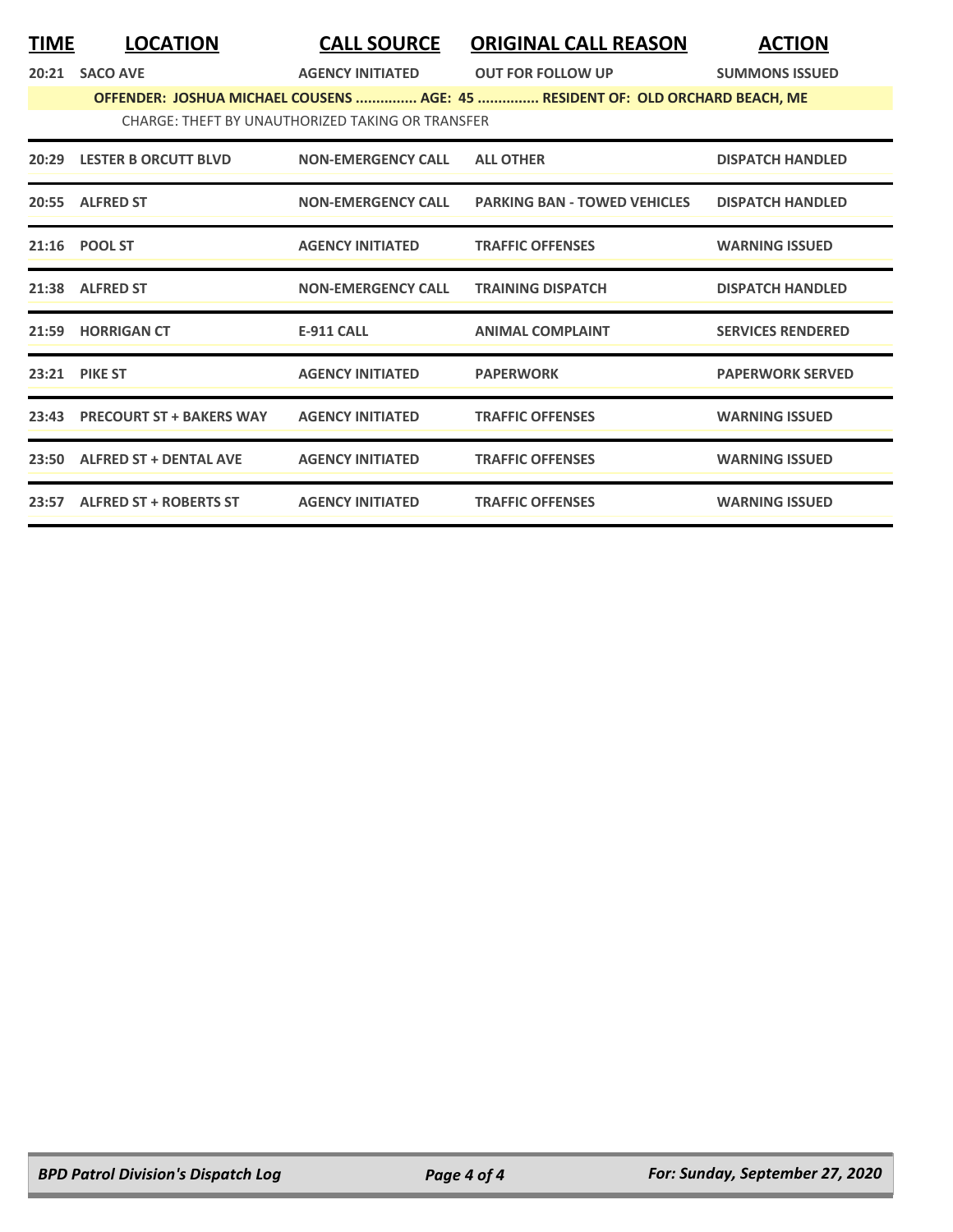| TIME | LOCATION | CALL SOURCE | ORIGINAL CALL REASON | ACTION |
|---|---|---|---|---|
| 20:21 | SACO AVE | AGENCY INITIATED | OUT FOR FOLLOW UP | SUMMONS ISSUED |
| OFFENDER: JOSHUA MICHAEL COUSENS ............... AGE: 45 ............... RESIDENT OF: OLD ORCHARD BEACH, ME | | | | |
| CHARGE: THEFT BY UNAUTHORIZED TAKING OR TRANSFER | | | | |
| 20:29 | LESTER B ORCUTT BLVD | NON-EMERGENCY CALL | ALL OTHER | DISPATCH HANDLED |
| 20:55 | ALFRED ST | NON-EMERGENCY CALL | PARKING BAN - TOWED VEHICLES | DISPATCH HANDLED |
| 21:16 | POOL ST | AGENCY INITIATED | TRAFFIC OFFENSES | WARNING ISSUED |
| 21:38 | ALFRED ST | NON-EMERGENCY CALL | TRAINING DISPATCH | DISPATCH HANDLED |
| 21:59 | HORRIGAN CT | E-911 CALL | ANIMAL COMPLAINT | SERVICES RENDERED |
| 23:21 | PIKE ST | AGENCY INITIATED | PAPERWORK | PAPERWORK SERVED |
| 23:43 | PRECOURT ST + BAKERS WAY | AGENCY INITIATED | TRAFFIC OFFENSES | WARNING ISSUED |
| 23:50 | ALFRED ST + DENTAL AVE | AGENCY INITIATED | TRAFFIC OFFENSES | WARNING ISSUED |
| 23:57 | ALFRED ST + ROBERTS ST | AGENCY INITIATED | TRAFFIC OFFENSES | WARNING ISSUED |